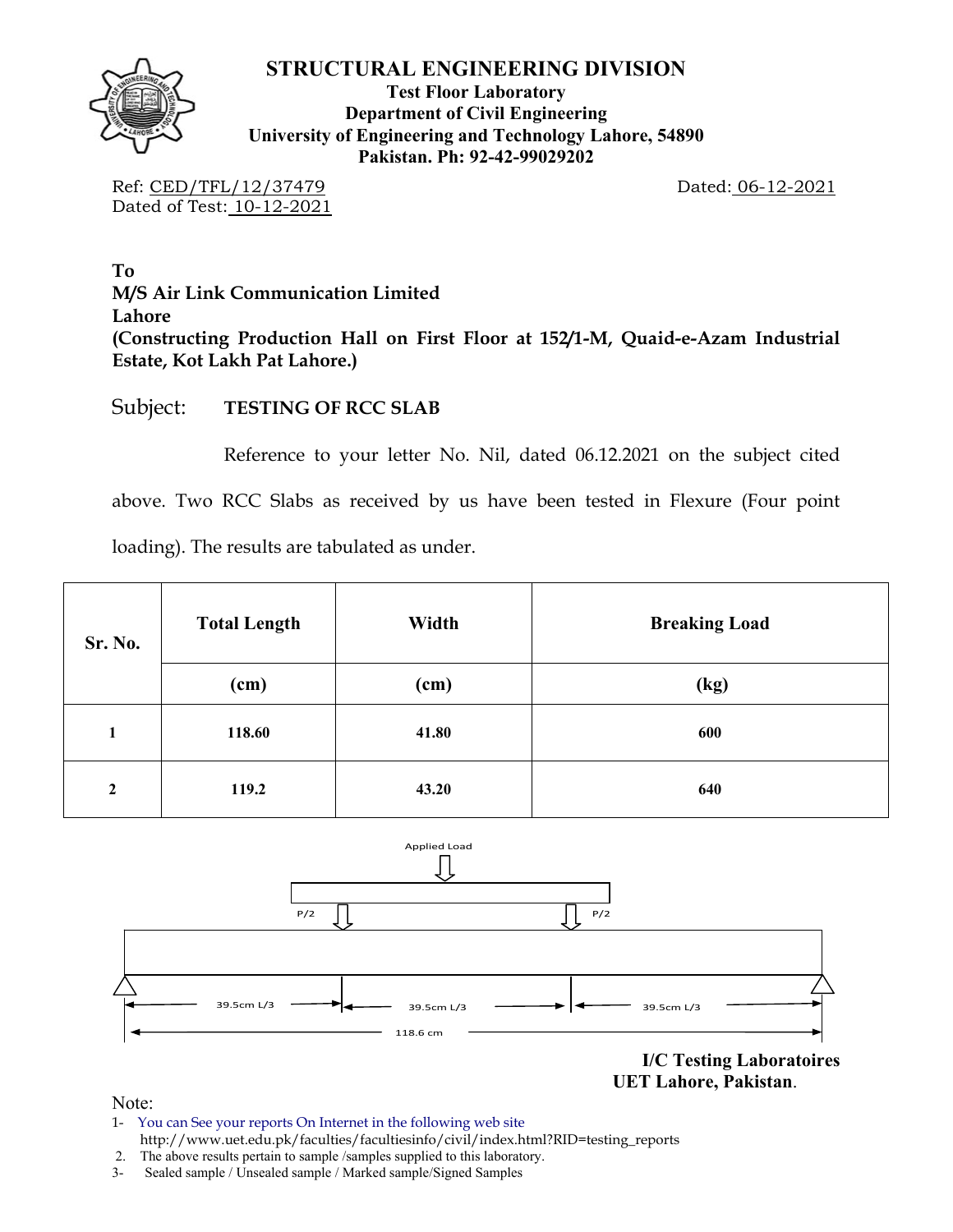# STRUCTURAL ENGINEERING DIVISION

**Test Floor Laboratory**
**Department of Civil Engineering**
**University of Engineering and Technology Lahore, 54890**
**Pakistan. Ph: 92-42-99029202**

Ref: CED/TFL/12/37479 Dated: 06-12-2021
Dated of Test: 10-12-2021

**To**
**M/S Air Link Communication Limited**
**Lahore**
**(Constructing Production Hall on First Floor at 152/1-M, Quaid-e-Azam Industrial Estate, Kot Lakh Pat Lahore.)**

Subject: **TESTING OF RCC SLAB**

Reference to your letter No. Nil, dated 06.12.2021 on the subject cited above. Two RCC Slabs as received by us have been tested in Flexure (Four point loading). The results are tabulated as under.

| Sr. No. | Total Length | Width | Breaking Load |
|---|---|---|---|
| | (cm) | (cm) | (kg) |
| 1 | 118.60 | 41.80 | 600 |
| 2 | 119.2 | 43.20 | 640 |

Applied Load

P/2 P/2

39.5cm L/3 | 39.5cm L/3 | 39.5cm L/3

118.6 cm

**I/C Testing Laboratoires**
**UET Lahore, Pakistan**.

Note:

1- You can See your reports On Internet in the following web site
http://www.uet.edu.pk/faculties/facultiesinfo/civil/index.html?RID=testing_reports
2. The above results pertain to sample /samples supplied to this laboratory.
3- Sealed sample / Unsealed sample / Marked sample/Signed Samples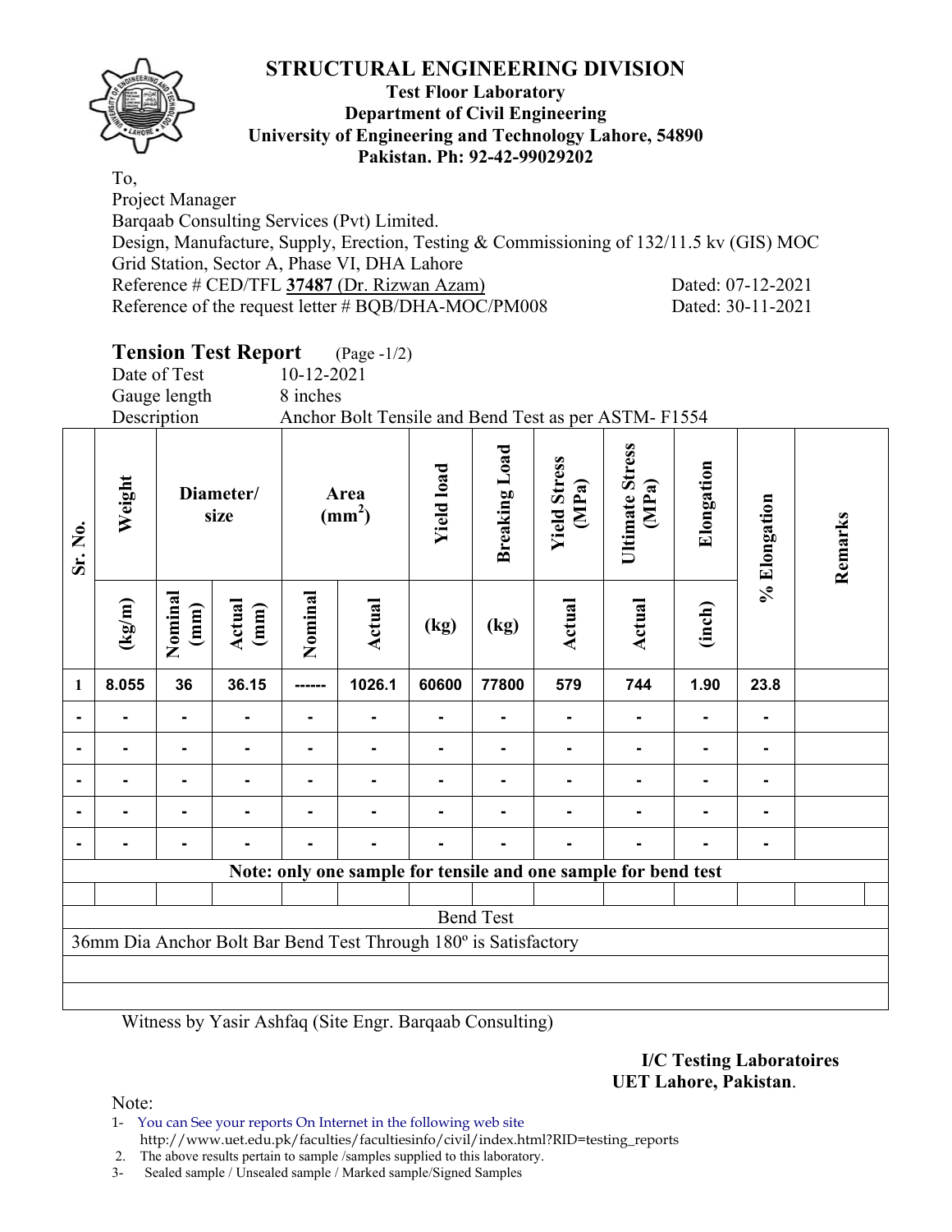# STRUCTURAL ENGINEERING DIVISION

**Test Floor Laboratory**
**Department of Civil Engineering**
**University of Engineering and Technology Lahore, 54890**
**Pakistan. Ph: 92-42-99029202**

To,
Project Manager
Barqaab Consulting Services (Pvt) Limited.
Design, Manufacture, Supply, Erection, Testing & Commissioning of 132/11.5 kv (GIS) MOC Grid Station, Sector A, Phase VI, DHA Lahore
Reference # CED/TFL **37487** (Dr. Rizwan Azam) Dated: 07-12-2021
Reference of the request letter # BQB/DHA-MOC/PM008 Dated: 30-11-2021

## Tension Test Report (Page -1/2)

Date of Test 10-12-2021
Gauge length 8 inches
Description Anchor Bolt Tensile and Bend Test as per ASTM- F1554

| Sr. No. | Weight | Diameter/ size | | Area ($mm^2$) | | Yield load | Breaking Load | Yield Stress (MPa) | Ultimate Stress (MPa) | Elongation | % Elongation | Remarks |
|---|---|---|---|---|---|---|---|---|---|---|---|---|
| | (kg/m) | Nominal (mm) | Actual (mm) | Nominal | Actual | (kg) | (kg) | Actual | Actual | (inch) | | |
| 1 | 8.055 | 36 | 36.15 | ------ | 1026.1 | 60600 | 77800 | 579 | 744 | 1.90 | 23.8 | |
| - | - | - | - | - | - | - | - | - | - | - | - | |
| - | - | - | - | - | - | - | - | - | - | - | - | |
| - | - | - | - | - | - | - | - | - | - | - | - | |
| - | - | - | - | - | - | - | - | - | - | - | - | |
| - | - | - | - | - | - | - | - | - | - | - | - | |

**Note: only one sample for tensile and one sample for bend test**

Bend Test

36mm Dia Anchor Bolt Bar Bend Test Through 180º is Satisfactory

Witness by Yasir Ashfaq (Site Engr. Barqaab Consulting)

**I/C Testing Laboratoires**
**UET Lahore, Pakistan**.

Note:
1- You can See your reports On Internet in the following web site
http://www.uet.edu.pk/faculties/facultiesinfo/civil/index.html?RID=testing_reports
2. The above results pertain to sample /samples supplied to this laboratory.
3- Sealed sample / Unsealed sample / Marked sample/Signed Samples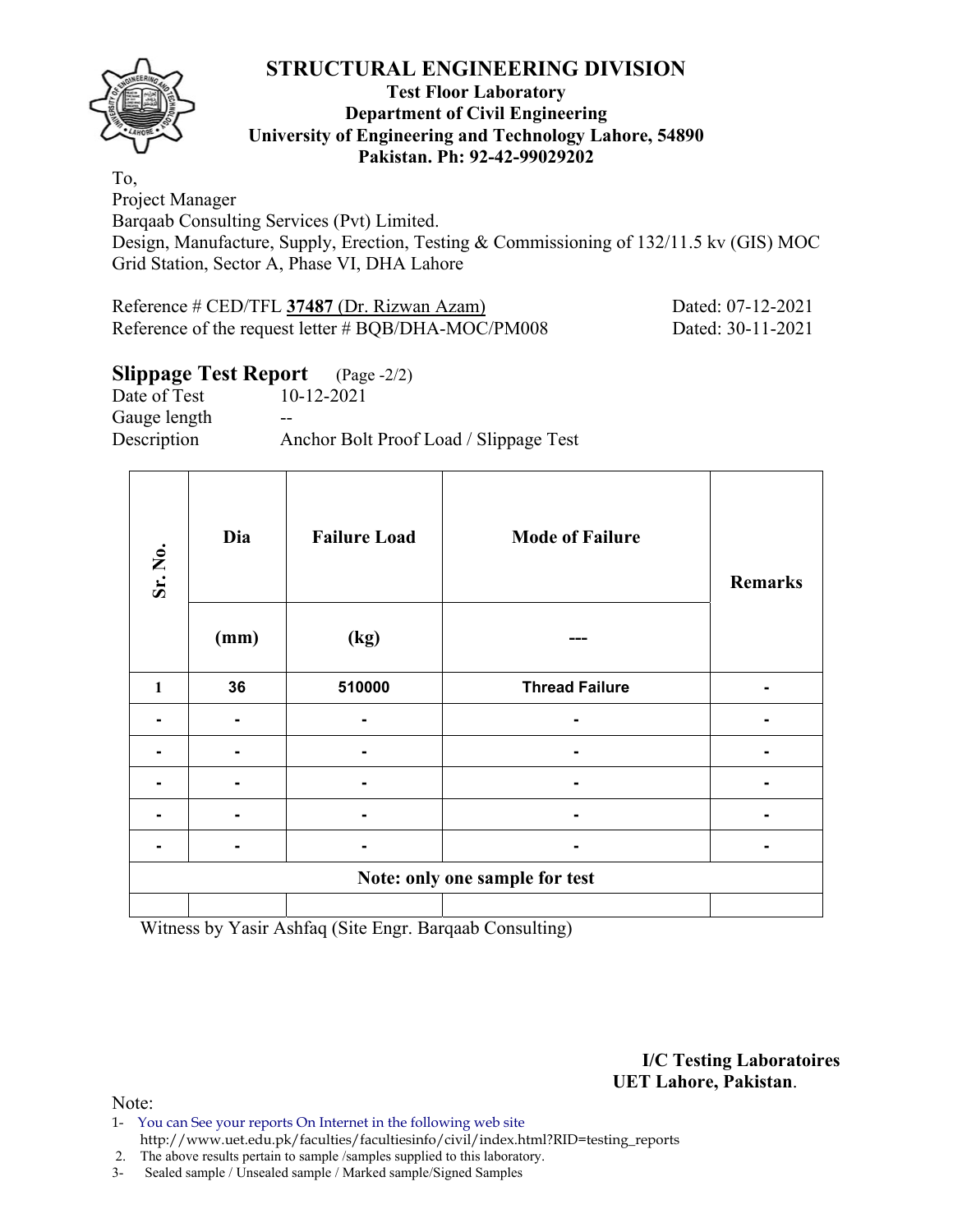# STRUCTURAL ENGINEERING DIVISION

**Test Floor Laboratory**
**Department of Civil Engineering**
**University of Engineering and Technology Lahore, 54890**
**Pakistan. Ph: 92-42-99029202**

To,
Project Manager
Barqaab Consulting Services (Pvt) Limited.
Design, Manufacture, Supply, Erection, Testing & Commissioning of 132/11.5 kv (GIS) MOC Grid Station, Sector A, Phase VI, DHA Lahore

Reference # CED/TFL **37487** (Dr. Rizwan Azam) Dated: 07-12-2021
Reference of the request letter # BQB/DHA-MOC/PM008 Dated: 30-11-2021

## Slippage Test Report (Page -2/2)

Date of Test 10-12-2021
Gauge length --
Description Anchor Bolt Proof Load / Slippage Test

| Sr. No. | Dia | Failure Load | Mode of Failure | Remarks |
|---|---|---|---|---|
| | (mm) | (kg) | --- | |
| 1 | 36 | 510000 | Thread Failure | - |
| - | - | - | - | - |
| - | - | - | - | - |
| - | - | - | - | - |
| - | - | - | - | - |
| - | - | - | - | - |
| **Note: only one sample for test** | | | | |
| | | | | |

Witness by Yasir Ashfaq (Site Engr. Barqaab Consulting)

**I/C Testing Laboratoires**
**UET Lahore, Pakistan**.

Note:
1- You can See your reports On Internet in the following web site http://www.uet.edu.pk/faculties/facultiesinfo/civil/index.html?RID=testing_reports
2. The above results pertain to sample /samples supplied to this laboratory.
3- Sealed sample / Unsealed sample / Marked sample/Signed Samples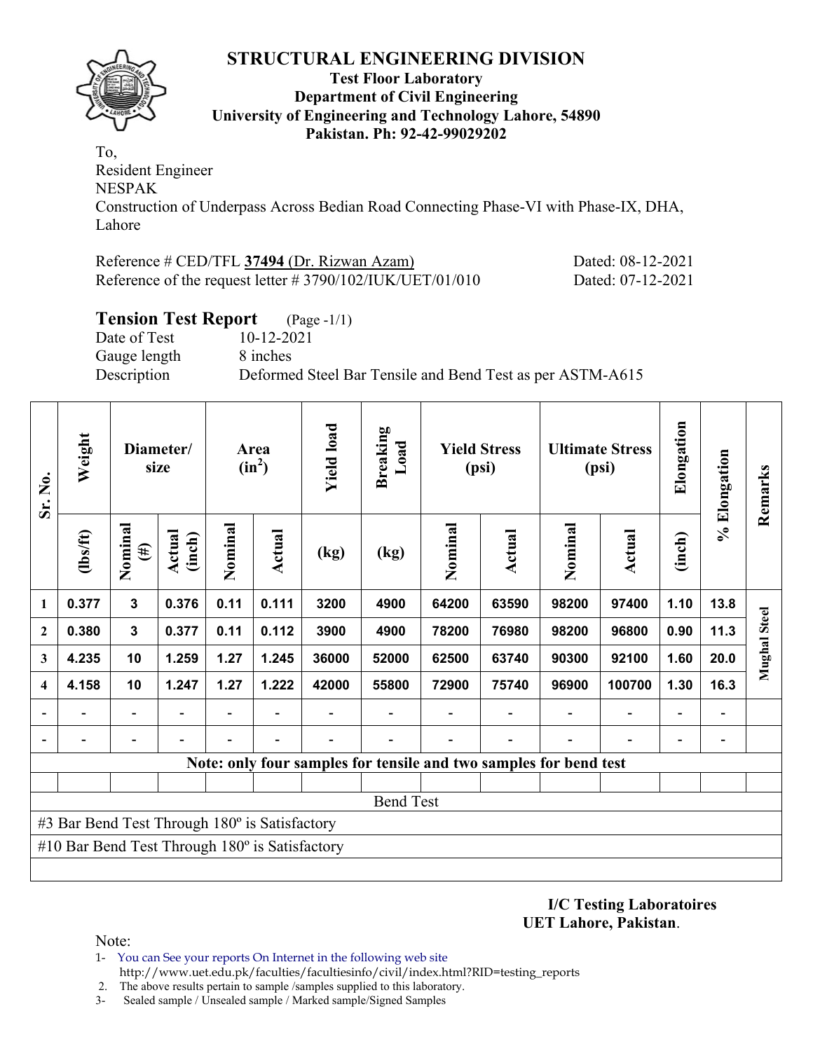# STRUCTURAL ENGINEERING DIVISION

**Test Floor Laboratory**
**Department of Civil Engineering**
**University of Engineering and Technology Lahore, 54890**
**Pakistan. Ph: 92-42-99029202**

To,
Resident Engineer
NESPAK
Construction of Underpass Across Bedian Road Connecting Phase-VI with Phase-IX, DHA, Lahore

Reference # CED/TFL **37494** (Dr. Rizwan Azam) Dated: 08-12-2021
Reference of the request letter # 3790/102/IUK/UET/01/010 Dated: 07-12-2021

## Tension Test Report (Page -1/1)

Date of Test 10-12-2021
Gauge length 8 inches
Description Deformed Steel Bar Tensile and Bend Test as per ASTM-A615

| Sr. No. | Weight | Diameter/ size | | Area ($in^2$) | | Yield load | Breaking Load | Yield Stress (psi) | | Ultimate Stress (psi) | | Elongation | % Elongation | Remarks |
|---|---|---|---|---|---|---|---|---|---|---|---|---|---|---|
| | (lbs/ft) | Nominal (#) | Actual (inch) | Nominal | Actual | (kg) | (kg) | Nominal | Actual | Nominal | Actual | (inch) | | |
| 1 | 0.377 | 3 | 0.376 | 0.11 | 0.111 | 3200 | 4900 | 64200 | 63590 | 98200 | 97400 | 1.10 | 13.8 | Mughal Steel |
| 2 | 0.380 | 3 | 0.377 | 0.11 | 0.112 | 3900 | 4900 | 78200 | 76980 | 98200 | 96800 | 0.90 | 11.3 | |
| 3 | 4.235 | 10 | 1.259 | 1.27 | 1.245 | 36000 | 52000 | 62500 | 63740 | 90300 | 92100 | 1.60 | 20.0 | |
| 4 | 4.158 | 10 | 1.247 | 1.27 | 1.222 | 42000 | 55800 | 72900 | 75740 | 96900 | 100700 | 1.30 | 16.3 | |
| - | - | - | - | - | - | - | - | - | - | - | - | - | - | |
| - | - | - | - | - | - | - | - | - | - | - | - | - | - | |
| Note: only four samples for tensile and two samples for bend test | | | | | | | | | | | | | | |
| Bend Test | | | | | | | | | | | | | | |
| #3 Bar Bend Test Through 180º is Satisfactory | | | | | | | | | | | | | | |
| #10 Bar Bend Test Through 180º is Satisfactory | | | | | | | | | | | | | | |

**I/C Testing Laboratoires**
**UET Lahore, Pakistan**.

Note:

1- You can See your reports On Internet in the following web site
http://www.uet.edu.pk/faculties/facultiesinfo/civil/index.html?RID=testing_reports
2. The above results pertain to sample /samples supplied to this laboratory.
3- Sealed sample / Unsealed sample / Marked sample/Signed Samples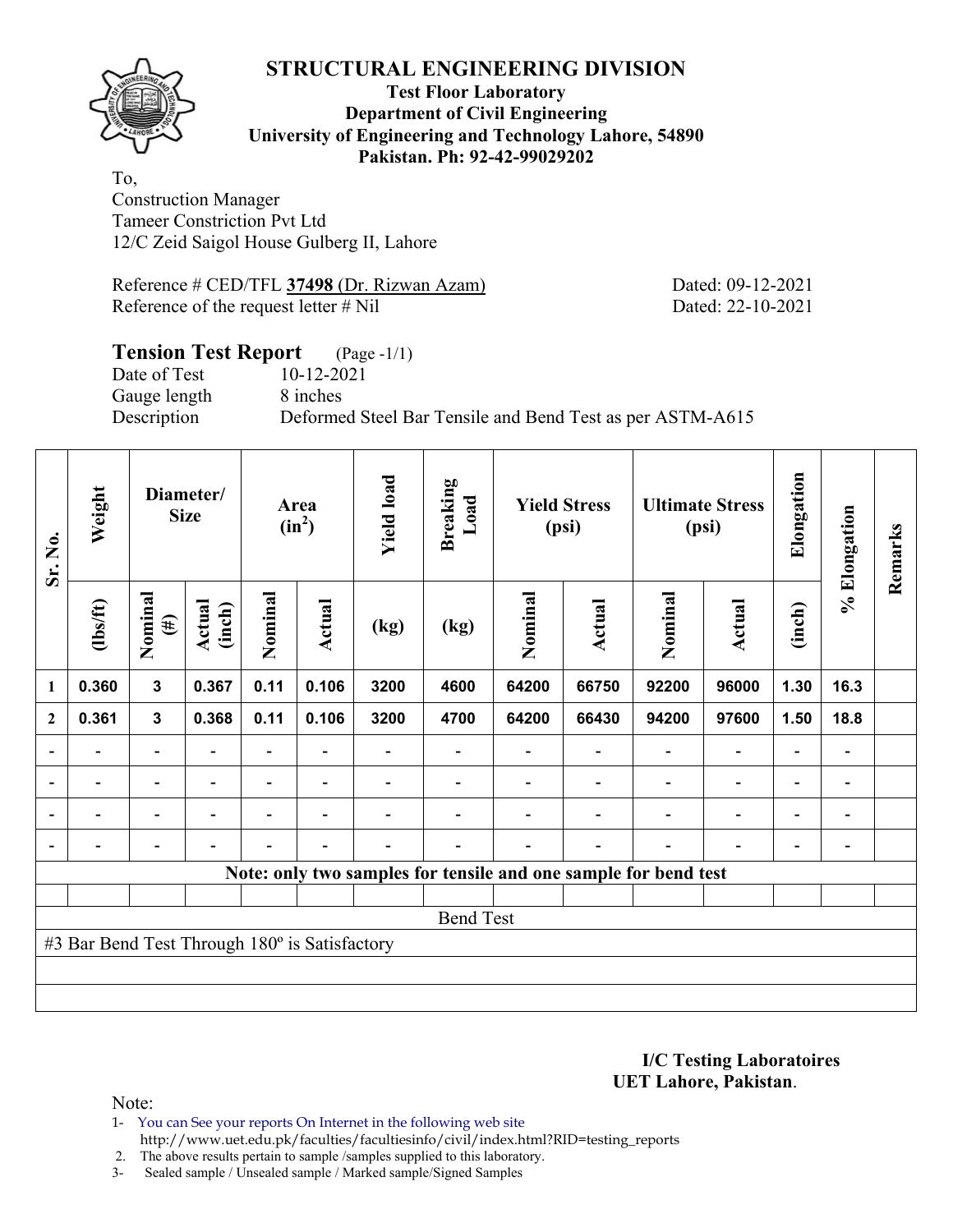# STRUCTURAL ENGINEERING DIVISION

**Test Floor Laboratory**
**Department of Civil Engineering**
**University of Engineering and Technology Lahore, 54890**
**Pakistan. Ph: 92-42-99029202**

To,
Construction Manager
Tameer Constriction Pvt Ltd
12/C Zeid Saigol House Gulberg II, Lahore

Reference # CED/TFL **37498** (Dr. Rizwan Azam) Dated: 09-12-2021
Reference of the request letter # Nil Dated: 22-10-2021

## Tension Test Report (Page -1/1)

Date of Test 10-12-2021
Gauge length 8 inches
Description Deformed Steel Bar Tensile and Bend Test as per ASTM-A615

| Sr. No. | Weight | Diameter/ Size | | Area ($in^2$) | | Yield load | Breaking Load | Yield Stress (psi) | | Ultimate Stress (psi) | | Elongation | % Elongation | Remarks |
|---|---|---|---|---|---|---|---|---|---|---|---|---|---|---|
| | (lbs/ft) | Nominal (#) | Actual (inch) | Nominal | Actual | (kg) | (kg) | Nominal | Actual | Nominal | Actual | (inch) | | |
| 1 | 0.360 | 3 | 0.367 | 0.11 | 0.106 | 3200 | 4600 | 64200 | 66750 | 92200 | 96000 | 1.30 | 16.3 | |
| 2 | 0.361 | 3 | 0.368 | 0.11 | 0.106 | 3200 | 4700 | 64200 | 66430 | 94200 | 97600 | 1.50 | 18.8 | |
| - | - | - | - | - | - | - | - | - | - | - | - | - | - | |
| - | - | - | - | - | - | - | - | - | - | - | - | - | - | |
| - | - | - | - | - | - | - | - | - | - | - | - | - | - | |
| - | - | - | - | - | - | - | - | - | - | - | - | - | - | |
| **Note: only two samples for tensile and one sample for bend test** | | | | | | | | | | | | | | |
| Bend Test | | | | | | | | | | | | | | |
| #3 Bar Bend Test Through 180º is Satisfactory | | | | | | | | | | | | | | |

**I/C Testing Laboratoires**
**UET Lahore, Pakistan**.

Note:
1- You can See your reports On Internet in the following web site
http://www.uet.edu.pk/faculties/facultiesinfo/civil/index.html?RID=testing_reports
2. The above results pertain to sample /samples supplied to this laboratory.
3- Sealed sample / Unsealed sample / Marked sample/Signed Samples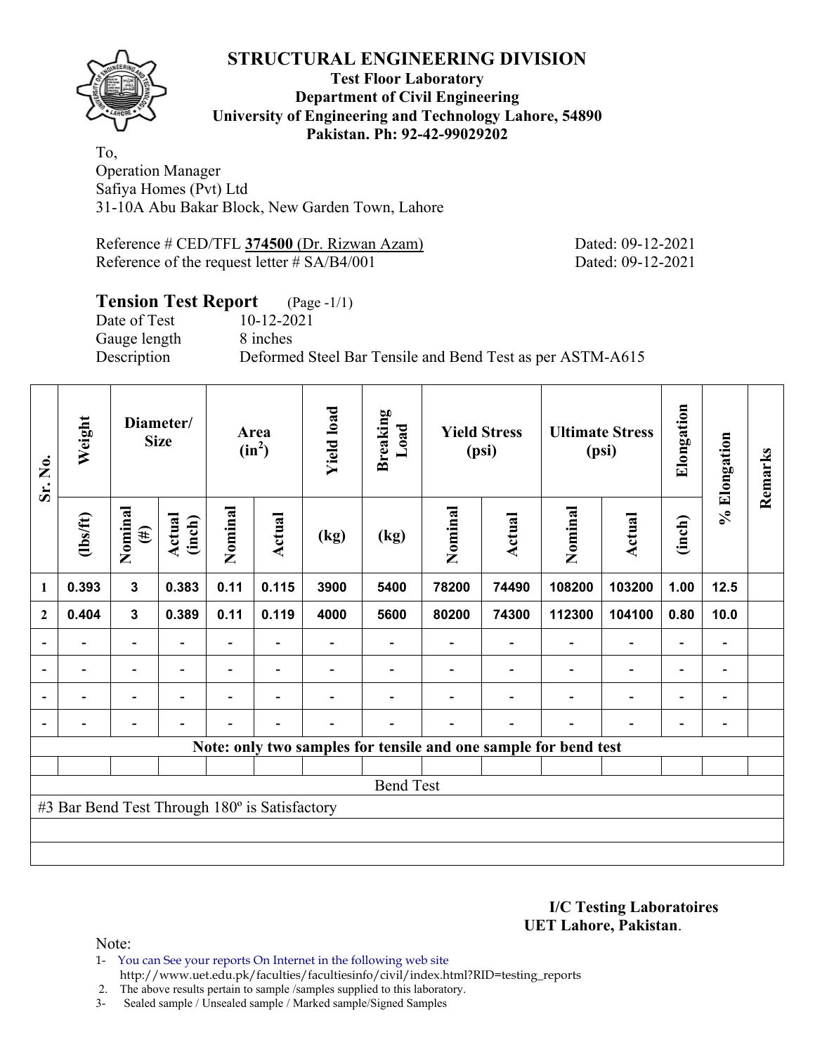# STRUCTURAL ENGINEERING DIVISION

**Test Floor Laboratory**
**Department of Civil Engineering**
**University of Engineering and Technology Lahore, 54890**
**Pakistan. Ph: 92-42-99029202**

To,
Operation Manager
Safiya Homes (Pvt) Ltd
31-10A Abu Bakar Block, New Garden Town, Lahore

Reference # CED/TFL **374500** (Dr. Rizwan Azam) Dated: 09-12-2021
Reference of the request letter # SA/B4/001 Dated: 09-12-2021

## Tension Test Report (Page -1/1)

Date of Test 10-12-2021
Gauge length 8 inches
Description Deformed Steel Bar Tensile and Bend Test as per ASTM-A615

| Sr. No. | Weight | Diameter/ Size | | Area ($in^2$) | | Yield load | Breaking Load | Yield Stress (psi) | | Ultimate Stress (psi) | | Elongation | % Elongation | Remarks |
|---|---|---|---|---|---|---|---|---|---|---|---|---|---|---|
| | (lbs/ft) | Nominal (#) | Actual (inch) | Nominal | Actual | (kg) | (kg) | Nominal | Actual | Nominal | Actual | (inch) | | |
| 1 | 0.393 | 3 | 0.383 | 0.11 | 0.115 | 3900 | 5400 | 78200 | 74490 | 108200 | 103200 | 1.00 | 12.5 | |
| 2 | 0.404 | 3 | 0.389 | 0.11 | 0.119 | 4000 | 5600 | 80200 | 74300 | 112300 | 104100 | 0.80 | 10.0 | |
| - | - | - | - | - | - | - | - | - | - | - | - | - | - | |
| - | - | - | - | - | - | - | - | - | - | - | - | - | - | |
| - | - | - | - | - | - | - | - | - | - | - | - | - | - | |
| - | - | - | - | - | - | - | - | - | - | - | - | - | - | |

**Note: only two samples for tensile and one sample for bend test**

Bend Test

#3 Bar Bend Test Through 180º is Satisfactory

**I/C Testing Laboratoires**
**UET Lahore, Pakistan**.

Note:

1- You can See your reports On Internet in the following web site http://www.uet.edu.pk/faculties/facultiesinfo/civil/index.html?RID=testing_reports
2. The above results pertain to sample /samples supplied to this laboratory.
3- Sealed sample / Unsealed sample / Marked sample/Signed Samples